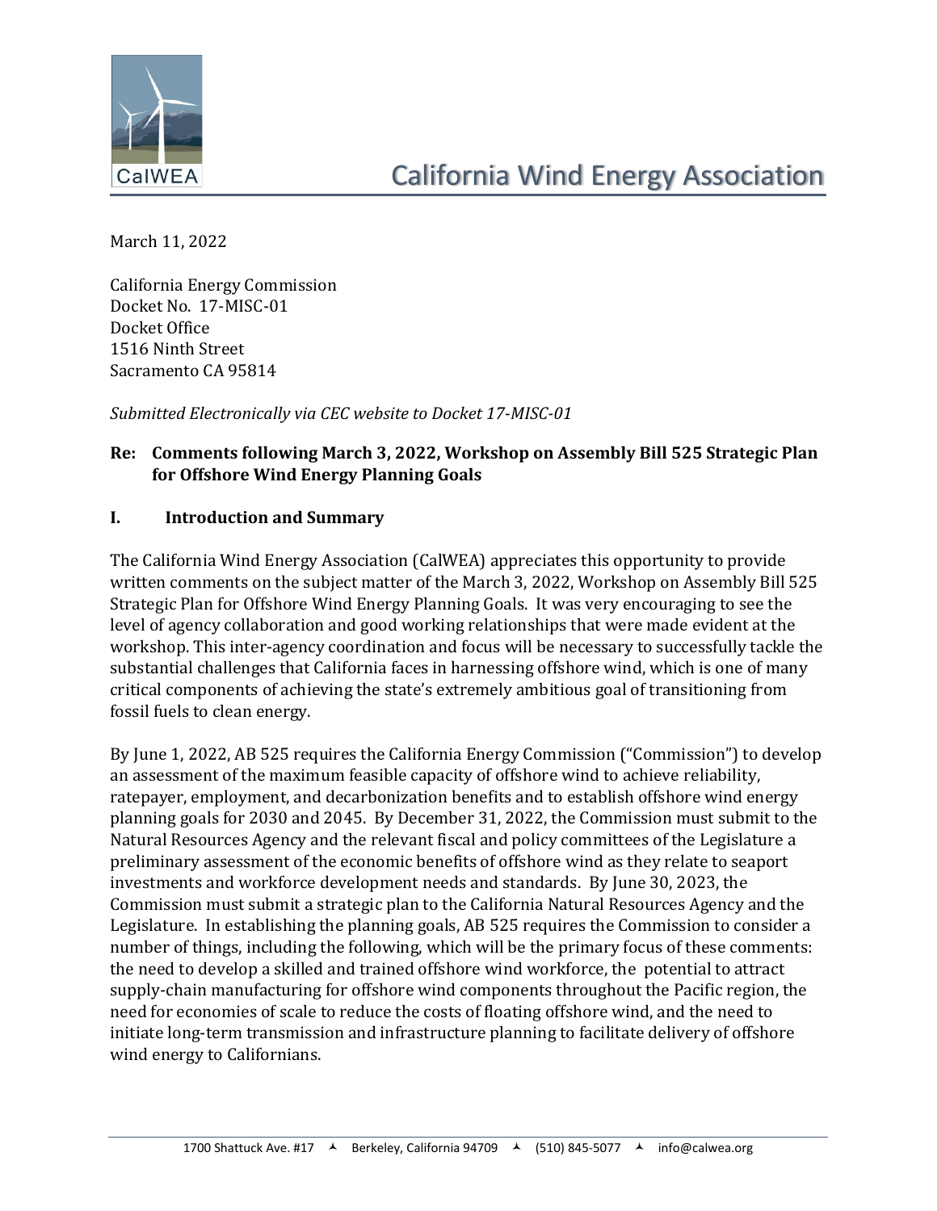# California Wind Energy Association

March 11, 2022

California Energy Commission
Docket No. 17-MISC-01
Docket Office
1516 Ninth Street
Sacramento CA 95814

*Submitted Electronically via CEC website to Docket 17-MISC-01*

**Re: Comments following March 3, 2022, Workshop on Assembly Bill 525 Strategic Plan for Offshore Wind Energy Planning Goals**

## I. Introduction and Summary

The California Wind Energy Association (CalWEA) appreciates this opportunity to provide written comments on the subject matter of the March 3, 2022, Workshop on Assembly Bill 525 Strategic Plan for Offshore Wind Energy Planning Goals. It was very encouraging to see the level of agency collaboration and good working relationships that were made evident at the workshop. This inter-agency coordination and focus will be necessary to successfully tackle the substantial challenges that California faces in harnessing offshore wind, which is one of many critical components of achieving the state's extremely ambitious goal of transitioning from fossil fuels to clean energy.

By June 1, 2022, AB 525 requires the California Energy Commission ("Commission") to develop an assessment of the maximum feasible capacity of offshore wind to achieve reliability, ratepayer, employment, and decarbonization benefits and to establish offshore wind energy planning goals for 2030 and 2045. By December 31, 2022, the Commission must submit to the Natural Resources Agency and the relevant fiscal and policy committees of the Legislature a preliminary assessment of the economic benefits of offshore wind as they relate to seaport investments and workforce development needs and standards. By June 30, 2023, the Commission must submit a strategic plan to the California Natural Resources Agency and the Legislature. In establishing the planning goals, AB 525 requires the Commission to consider a number of things, including the following, which will be the primary focus of these comments: the need to develop a skilled and trained offshore wind workforce, the potential to attract supply-chain manufacturing for offshore wind components throughout the Pacific region, the need for economies of scale to reduce the costs of floating offshore wind, and the need to initiate long-term transmission and infrastructure planning to facilitate delivery of offshore wind energy to Californians.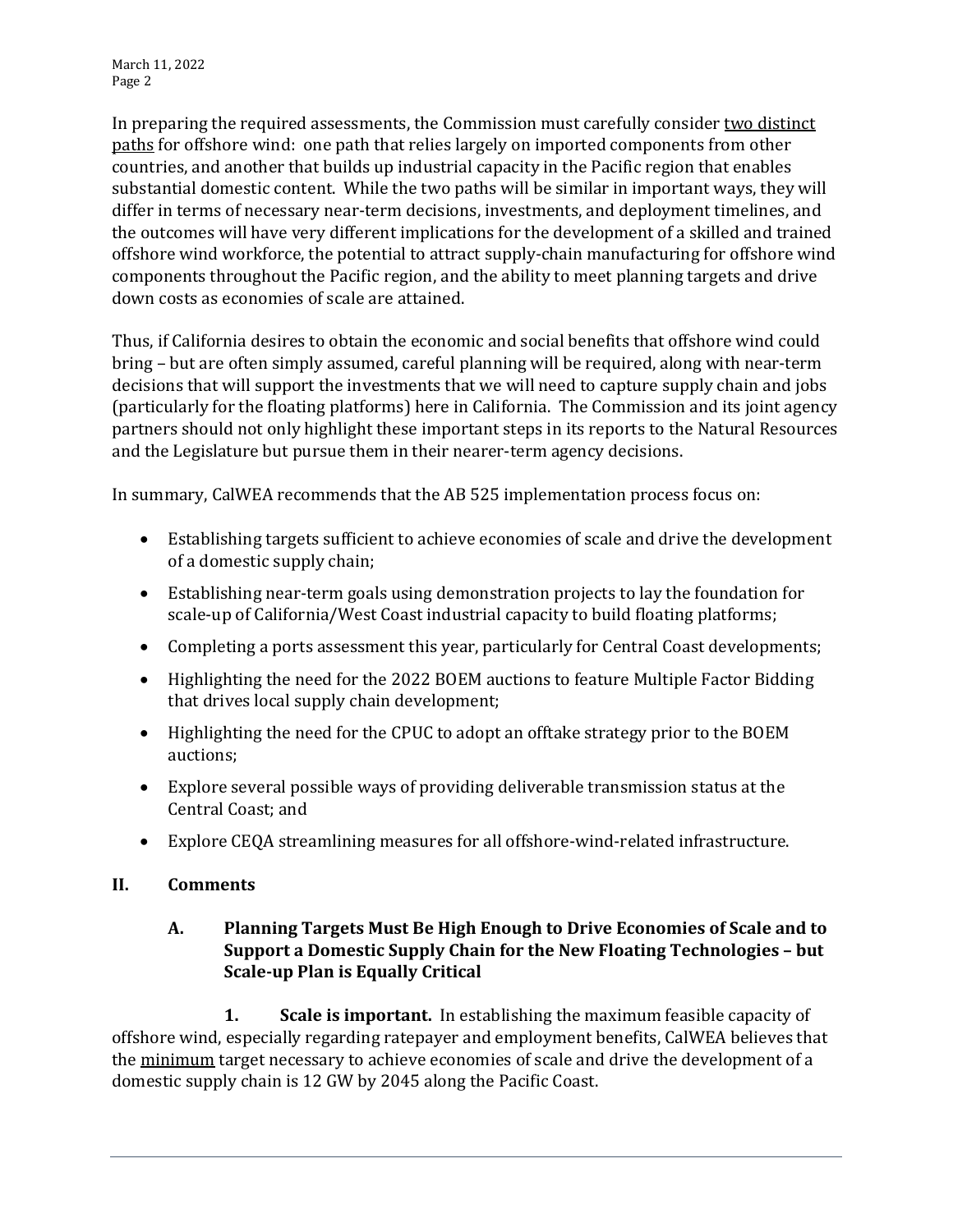In preparing the required assessments, the Commission must carefully consider <u>two distinct paths</u> for offshore wind: one path that relies largely on imported components from other countries, and another that builds up industrial capacity in the Pacific region that enables substantial domestic content. While the two paths will be similar in important ways, they will differ in terms of necessary near-term decisions, investments, and deployment timelines, and the outcomes will have very different implications for the development of a skilled and trained offshore wind workforce, the potential to attract supply-chain manufacturing for offshore wind components throughout the Pacific region, and the ability to meet planning targets and drive down costs as economies of scale are attained.

Thus, if California desires to obtain the economic and social benefits that offshore wind could bring – but are often simply assumed, careful planning will be required, along with near-term decisions that will support the investments that we will need to capture supply chain and jobs (particularly for the floating platforms) here in California. The Commission and its joint agency partners should not only highlight these important steps in its reports to the Natural Resources and the Legislature but pursue them in their nearer-term agency decisions.

In summary, CalWEA recommends that the AB 525 implementation process focus on:

- Establishing targets sufficient to achieve economies of scale and drive the development of a domestic supply chain;
- Establishing near-term goals using demonstration projects to lay the foundation for scale-up of California/West Coast industrial capacity to build floating platforms;
- Completing a ports assessment this year, particularly for Central Coast developments;
- Highlighting the need for the 2022 BOEM auctions to feature Multiple Factor Bidding that drives local supply chain development;
- Highlighting the need for the CPUC to adopt an offtake strategy prior to the BOEM auctions;
- Explore several possible ways of providing deliverable transmission status at the Central Coast; and
- Explore CEQA streamlining measures for all offshore-wind-related infrastructure.

## II. Comments

### A. Planning Targets Must Be High Enough to Drive Economies of Scale and to Support a Domestic Supply Chain for the New Floating Technologies – but Scale-up Plan is Equally Critical

**1. Scale is important.** In establishing the maximum feasible capacity of offshore wind, especially regarding ratepayer and employment benefits, CalWEA believes that the <u>minimum</u> target necessary to achieve economies of scale and drive the development of a domestic supply chain is 12 GW by 2045 along the Pacific Coast.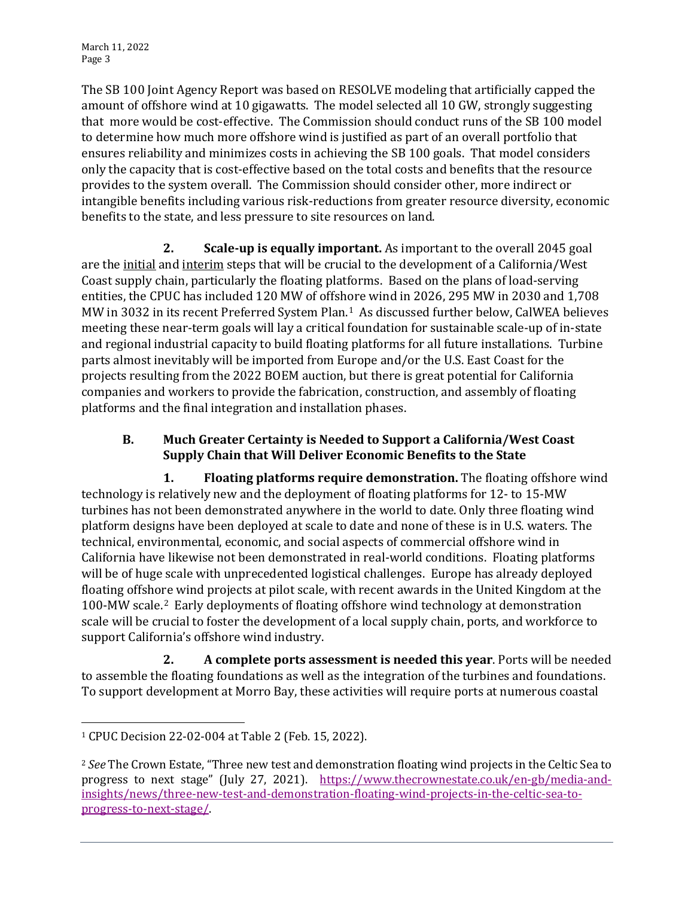The SB 100 Joint Agency Report was based on RESOLVE modeling that artificially capped the amount of offshore wind at 10 gigawatts. The model selected all 10 GW, strongly suggesting that more would be cost-effective. The Commission should conduct runs of the SB 100 model to determine how much more offshore wind is justified as part of an overall portfolio that ensures reliability and minimizes costs in achieving the SB 100 goals. That model considers only the capacity that is cost-effective based on the total costs and benefits that the resource provides to the system overall. The Commission should consider other, more indirect or intangible benefits including various risk-reductions from greater resource diversity, economic benefits to the state, and less pressure to site resources on land.

**2. Scale-up is equally important.** As important to the overall 2045 goal are the initial and interim steps that will be crucial to the development of a California/West Coast supply chain, particularly the floating platforms. Based on the plans of load-serving entities, the CPUC has included 120 MW of offshore wind in 2026, 295 MW in 2030 and 1,708 MW in 3032 in its recent Preferred System Plan.[1] As discussed further below, CalWEA believes meeting these near-term goals will lay a critical foundation for sustainable scale-up of in-state and regional industrial capacity to build floating platforms for all future installations. Turbine parts almost inevitably will be imported from Europe and/or the U.S. East Coast for the projects resulting from the 2022 BOEM auction, but there is great potential for California companies and workers to provide the fabrication, construction, and assembly of floating platforms and the final integration and installation phases.

### B. Much Greater Certainty is Needed to Support a California/West Coast Supply Chain that Will Deliver Economic Benefits to the State

**1. Floating platforms require demonstration.** The floating offshore wind technology is relatively new and the deployment of floating platforms for 12- to 15-MW turbines has not been demonstrated anywhere in the world to date. Only three floating wind platform designs have been deployed at scale to date and none of these is in U.S. waters. The technical, environmental, economic, and social aspects of commercial offshore wind in California have likewise not been demonstrated in real-world conditions. Floating platforms will be of huge scale with unprecedented logistical challenges. Europe has already deployed floating offshore wind projects at pilot scale, with recent awards in the United Kingdom at the 100-MW scale.[2] Early deployments of floating offshore wind technology at demonstration scale will be crucial to foster the development of a local supply chain, ports, and workforce to support California's offshore wind industry.

**2. A complete ports assessment is needed this year**. Ports will be needed to assemble the floating foundations as well as the integration of the turbines and foundations. To support development at Morro Bay, these activities will require ports at numerous coastal

---

[1] CPUC Decision 22-02-004 at Table 2 (Feb. 15, 2022).

[2] *See* The Crown Estate, "Three new test and demonstration floating wind projects in the Celtic Sea to progress to next stage" (July 27, 2021). https://www.thecrownestate.co.uk/en-gb/media-and-insights/news/three-new-test-and-demonstration-floating-wind-projects-in-the-celtic-sea-to-progress-to-next-stage/.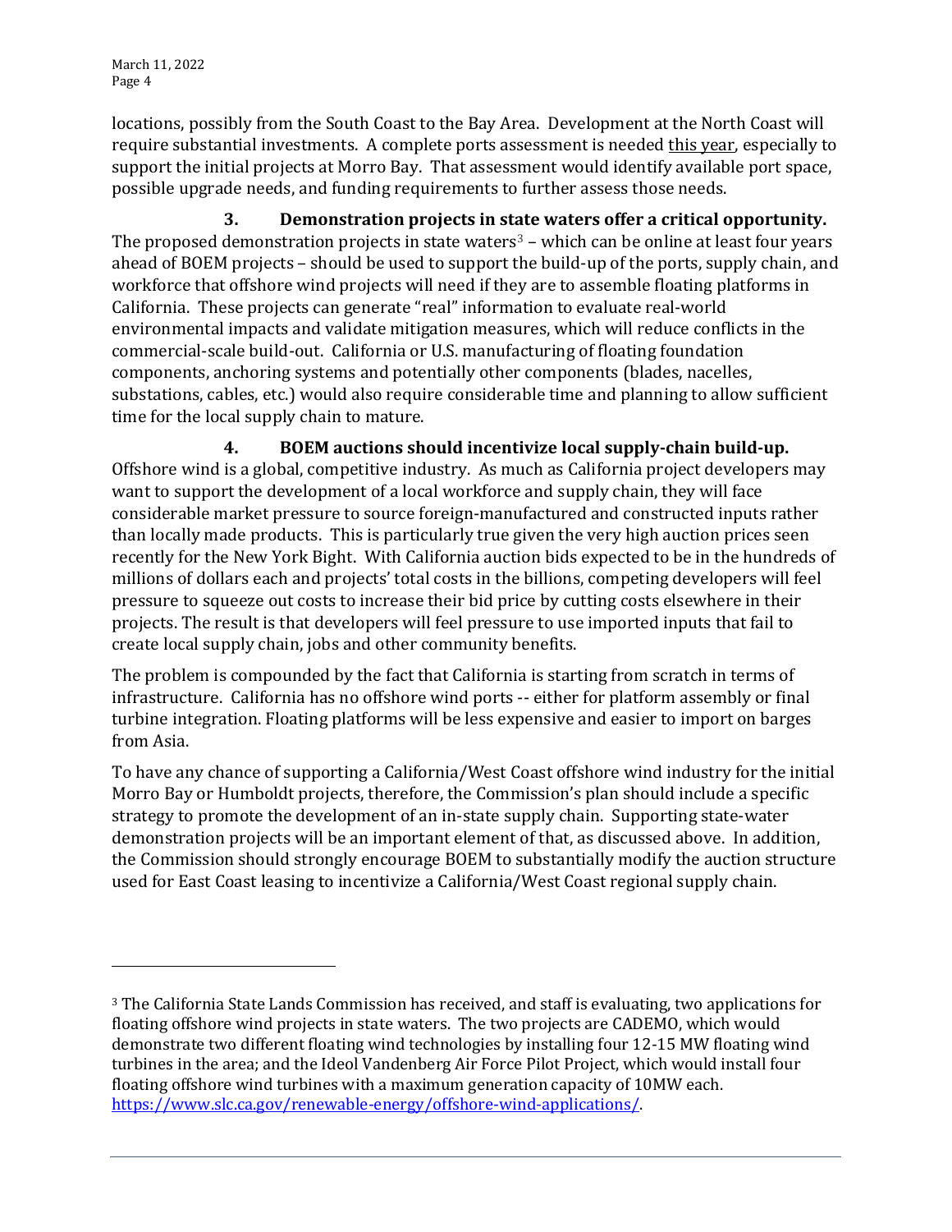locations, possibly from the South Coast to the Bay Area. Development at the North Coast will require substantial investments. A complete ports assessment is needed this year, especially to support the initial projects at Morro Bay. That assessment would identify available port space, possible upgrade needs, and funding requirements to further assess those needs.

**3. Demonstration projects in state waters offer a critical opportunity.** The proposed demonstration projects in state waters[3] – which can be online at least four years ahead of BOEM projects – should be used to support the build-up of the ports, supply chain, and workforce that offshore wind projects will need if they are to assemble floating platforms in California. These projects can generate "real" information to evaluate real-world environmental impacts and validate mitigation measures, which will reduce conflicts in the commercial-scale build-out. California or U.S. manufacturing of floating foundation components, anchoring systems and potentially other components (blades, nacelles, substations, cables, etc.) would also require considerable time and planning to allow sufficient time for the local supply chain to mature.

**4. BOEM auctions should incentivize local supply-chain build-up.** Offshore wind is a global, competitive industry. As much as California project developers may want to support the development of a local workforce and supply chain, they will face considerable market pressure to source foreign-manufactured and constructed inputs rather than locally made products. This is particularly true given the very high auction prices seen recently for the New York Bight. With California auction bids expected to be in the hundreds of millions of dollars each and projects' total costs in the billions, competing developers will feel pressure to squeeze out costs to increase their bid price by cutting costs elsewhere in their projects. The result is that developers will feel pressure to use imported inputs that fail to create local supply chain, jobs and other community benefits.

The problem is compounded by the fact that California is starting from scratch in terms of infrastructure. California has no offshore wind ports -- either for platform assembly or final turbine integration. Floating platforms will be less expensive and easier to import on barges from Asia.

To have any chance of supporting a California/West Coast offshore wind industry for the initial Morro Bay or Humboldt projects, therefore, the Commission's plan should include a specific strategy to promote the development of an in-state supply chain. Supporting state-water demonstration projects will be an important element of that, as discussed above. In addition, the Commission should strongly encourage BOEM to substantially modify the auction structure used for East Coast leasing to incentivize a California/West Coast regional supply chain.

---

[3] The California State Lands Commission has received, and staff is evaluating, two applications for floating offshore wind projects in state waters. The two projects are CADEMO, which would demonstrate two different floating wind technologies by installing four 12-15 MW floating wind turbines in the area; and the Ideol Vandenberg Air Force Pilot Project, which would install four floating offshore wind turbines with a maximum generation capacity of 10MW each. https://www.slc.ca.gov/renewable-energy/offshore-wind-applications/.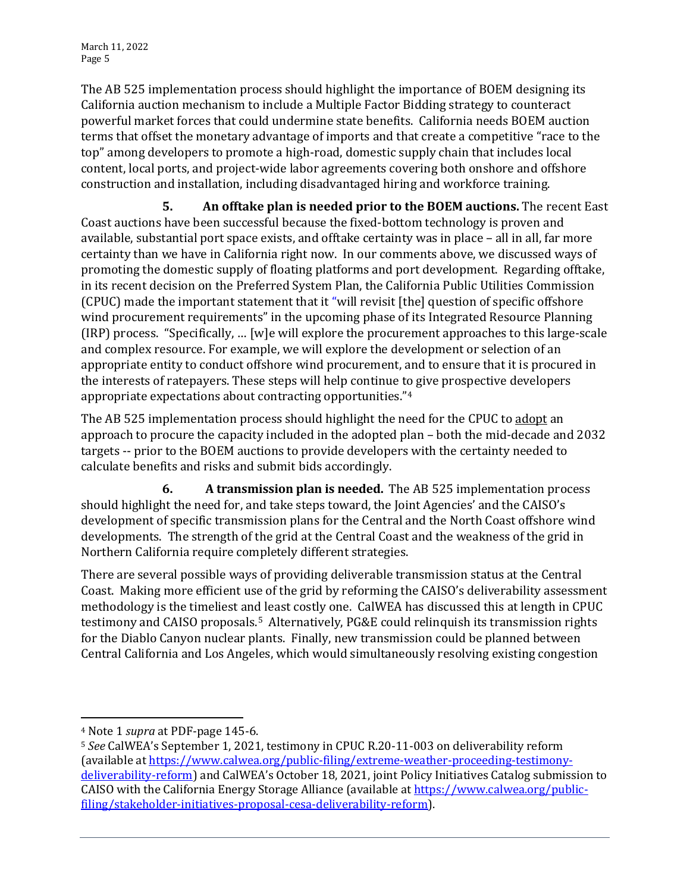The AB 525 implementation process should highlight the importance of BOEM designing its California auction mechanism to include a Multiple Factor Bidding strategy to counteract powerful market forces that could undermine state benefits. California needs BOEM auction terms that offset the monetary advantage of imports and that create a competitive "race to the top" among developers to promote a high-road, domestic supply chain that includes local content, local ports, and project-wide labor agreements covering both onshore and offshore construction and installation, including disadvantaged hiring and workforce training.

**5. An offtake plan is needed prior to the BOEM auctions.** The recent East Coast auctions have been successful because the fixed-bottom technology is proven and available, substantial port space exists, and offtake certainty was in place – all in all, far more certainty than we have in California right now. In our comments above, we discussed ways of promoting the domestic supply of floating platforms and port development. Regarding offtake, in its recent decision on the Preferred System Plan, the California Public Utilities Commission (CPUC) made the important statement that it "will revisit [the] question of specific offshore wind procurement requirements" in the upcoming phase of its Integrated Resource Planning (IRP) process. "Specifically, … [w]e will explore the procurement approaches to this large-scale and complex resource. For example, we will explore the development or selection of an appropriate entity to conduct offshore wind procurement, and to ensure that it is procured in the interests of ratepayers. These steps will help continue to give prospective developers appropriate expectations about contracting opportunities."[4]

The AB 525 implementation process should highlight the need for the CPUC to <u>adopt</u> an approach to procure the capacity included in the adopted plan – both the mid-decade and 2032 targets -- prior to the BOEM auctions to provide developers with the certainty needed to calculate benefits and risks and submit bids accordingly.

**6. A transmission plan is needed.** The AB 525 implementation process should highlight the need for, and take steps toward, the Joint Agencies' and the CAISO's development of specific transmission plans for the Central and the North Coast offshore wind developments. The strength of the grid at the Central Coast and the weakness of the grid in Northern California require completely different strategies.

There are several possible ways of providing deliverable transmission status at the Central Coast. Making more efficient use of the grid by reforming the CAISO's deliverability assessment methodology is the timeliest and least costly one. CalWEA has discussed this at length in CPUC testimony and CAISO proposals.[5] Alternatively, PG&E could relinquish its transmission rights for the Diablo Canyon nuclear plants. Finally, new transmission could be planned between Central California and Los Angeles, which would simultaneously resolving existing congestion

---

[4] Note 1 *supra* at PDF-page 145-6.

[5] *See* CalWEA's September 1, 2021, testimony in CPUC R.20-11-003 on deliverability reform (available at https://www.calwea.org/public-filing/extreme-weather-proceeding-testimony-deliverability-reform) and CalWEA's October 18, 2021, joint Policy Initiatives Catalog submission to CAISO with the California Energy Storage Alliance (available at https://www.calwea.org/public-filing/stakeholder-initiatives-proposal-cesa-deliverability-reform).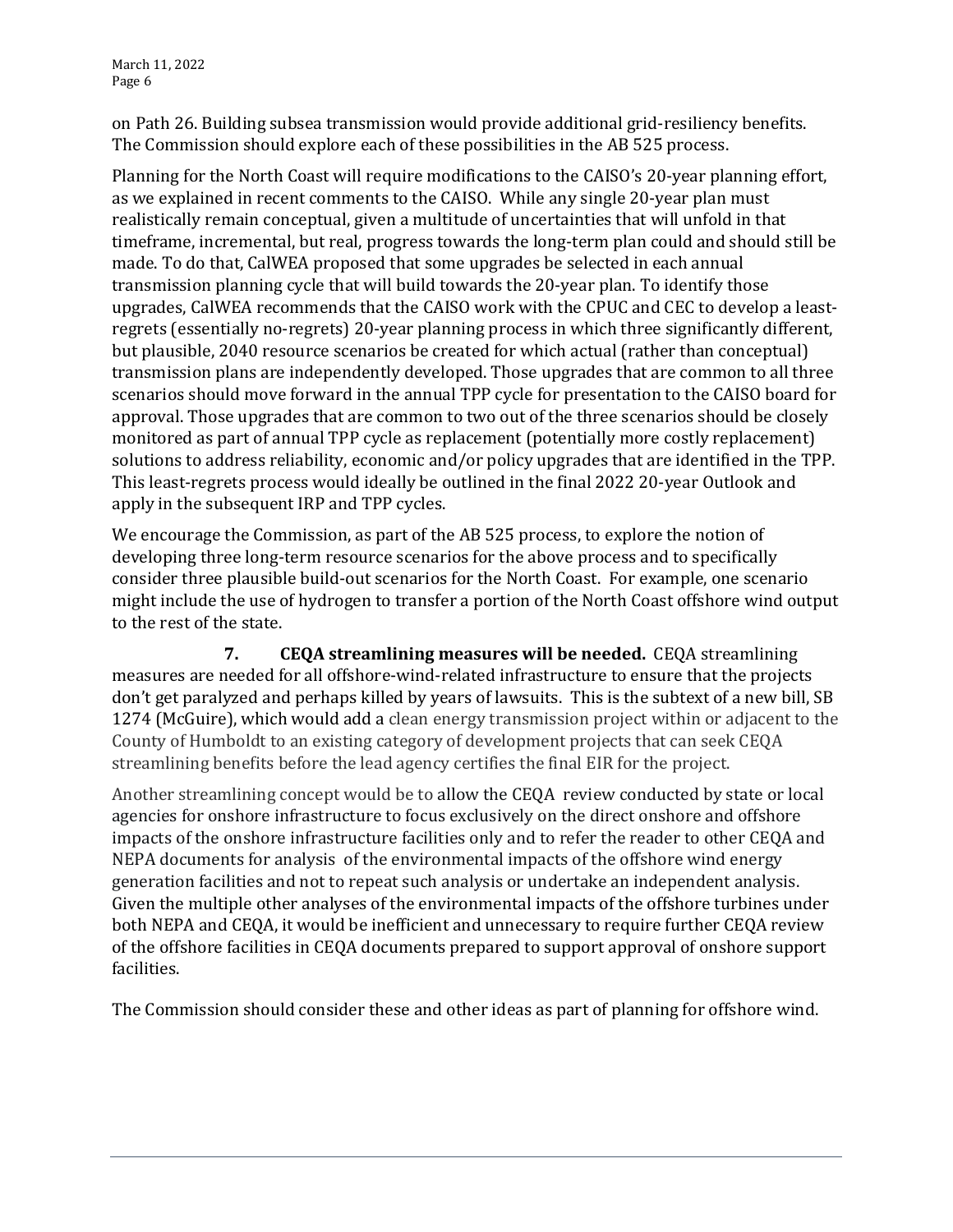on Path 26. Building subsea transmission would provide additional grid-resiliency benefits. The Commission should explore each of these possibilities in the AB 525 process.

Planning for the North Coast will require modifications to the CAISO's 20-year planning effort, as we explained in recent comments to the CAISO. While any single 20-year plan must realistically remain conceptual, given a multitude of uncertainties that will unfold in that timeframe, incremental, but real, progress towards the long-term plan could and should still be made. To do that, CalWEA proposed that some upgrades be selected in each annual transmission planning cycle that will build towards the 20-year plan. To identify those upgrades, CalWEA recommends that the CAISO work with the CPUC and CEC to develop a least-regrets (essentially no-regrets) 20-year planning process in which three significantly different, but plausible, 2040 resource scenarios be created for which actual (rather than conceptual) transmission plans are independently developed. Those upgrades that are common to all three scenarios should move forward in the annual TPP cycle for presentation to the CAISO board for approval. Those upgrades that are common to two out of the three scenarios should be closely monitored as part of annual TPP cycle as replacement (potentially more costly replacement) solutions to address reliability, economic and/or policy upgrades that are identified in the TPP. This least-regrets process would ideally be outlined in the final 2022 20-year Outlook and apply in the subsequent IRP and TPP cycles.

We encourage the Commission, as part of the AB 525 process, to explore the notion of developing three long-term resource scenarios for the above process and to specifically consider three plausible build-out scenarios for the North Coast. For example, one scenario might include the use of hydrogen to transfer a portion of the North Coast offshore wind output to the rest of the state.

**7. CEQA streamlining measures will be needed.** CEQA streamlining measures are needed for all offshore-wind-related infrastructure to ensure that the projects don't get paralyzed and perhaps killed by years of lawsuits. This is the subtext of a new bill, SB 1274 (McGuire), which would add a clean energy transmission project within or adjacent to the County of Humboldt to an existing category of development projects that can seek CEQA streamlining benefits before the lead agency certifies the final EIR for the project.

Another streamlining concept would be to allow the CEQA review conducted by state or local agencies for onshore infrastructure to focus exclusively on the direct onshore and offshore impacts of the onshore infrastructure facilities only and to refer the reader to other CEQA and NEPA documents for analysis of the environmental impacts of the offshore wind energy generation facilities and not to repeat such analysis or undertake an independent analysis. Given the multiple other analyses of the environmental impacts of the offshore turbines under both NEPA and CEQA, it would be inefficient and unnecessary to require further CEQA review of the offshore facilities in CEQA documents prepared to support approval of onshore support facilities.

The Commission should consider these and other ideas as part of planning for offshore wind.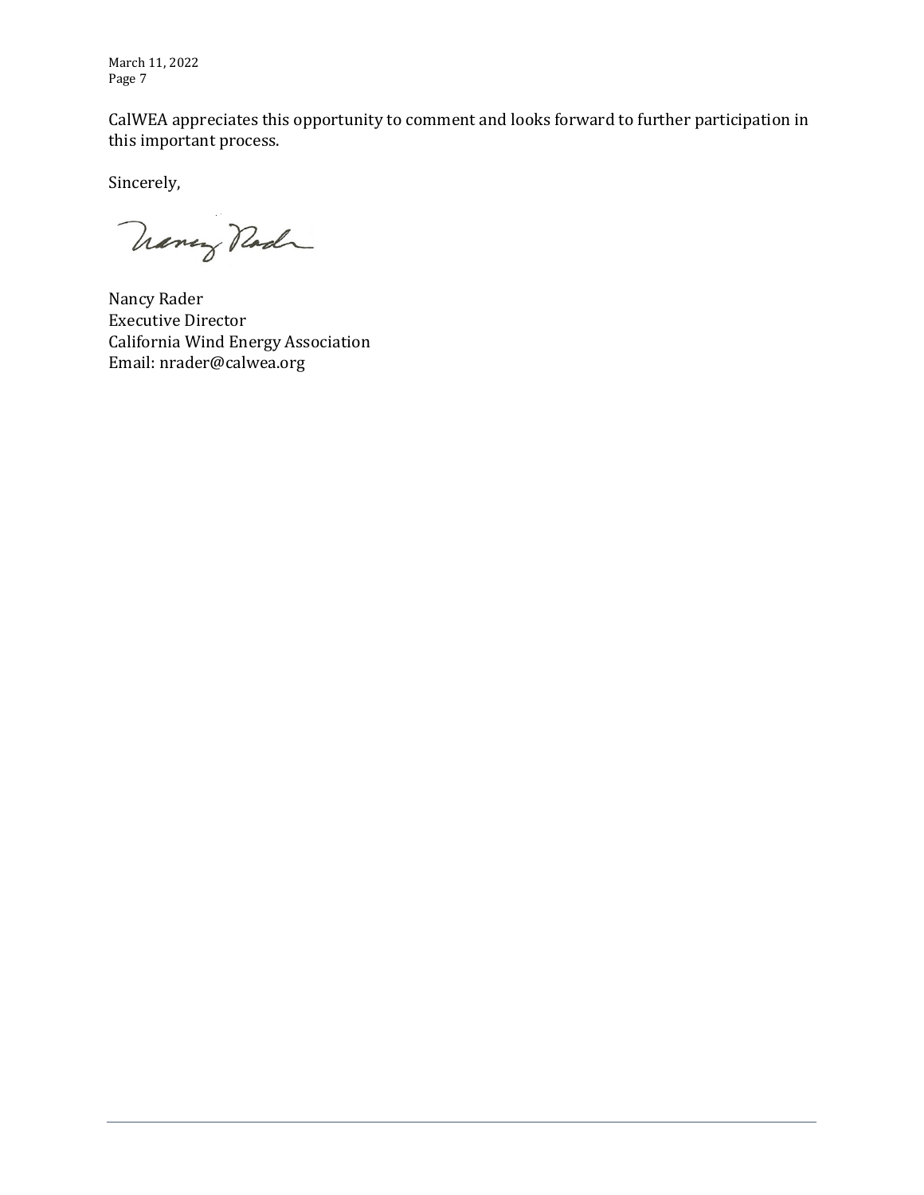CalWEA appreciates this opportunity to comment and looks forward to further participation in this important process.

Sincerely,

Nancy Rader
Executive Director
California Wind Energy Association
Email: nrader@calwea.org